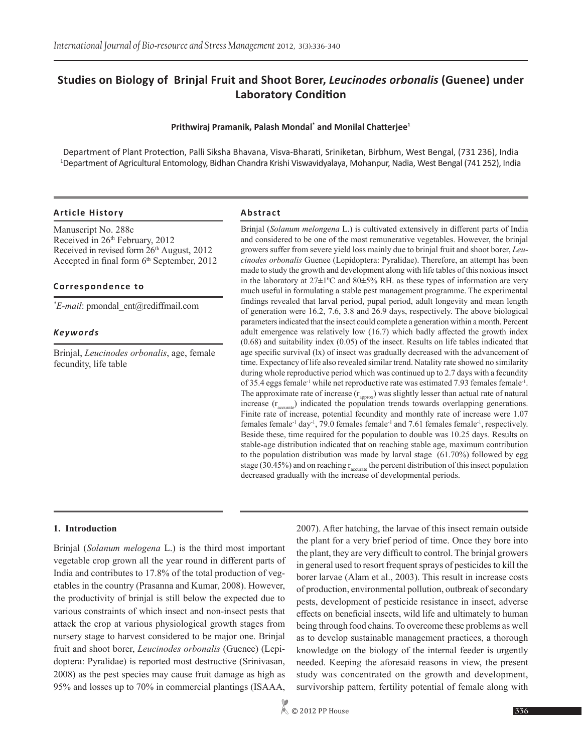# Studies on Biology of Brinjal Fruit and Shoot Borer, *Leucinodes orbonalis* (Guenee) under Laboratory Condition

**Prithwiraj Pramanik, Palash Mondal\* and Monilal Chatterjee[1]**

Department of Plant Protection, Palli Siksha Bhavana, Visva-Bharati, Sriniketan, Birbhum, West Bengal, (731 236), India
[1]Department of Agricultural Entomology, Bidhan Chandra Krishi Viswavidyalaya, Mohanpur, Nadia, West Bengal (741 252), India

### Article History

Manuscript No. 288c
Received in 26th February, 2012
Received in revised form 26th August, 2012
Accepted in final form 6th September, 2012

### Correspondence to

\**E-mail*: pmondal_ent@rediffmail.com

### *Keywords*

Brinjal, *Leucinodes orbonalis*, age, female fecundity, life table

### Abstract

Brinjal (*Solanum melongena* L.) is cultivated extensively in different parts of India and considered to be one of the most remunerative vegetables. However, the brinjal growers suffer from severe yield loss mainly due to brinjal fruit and shoot borer, *Leucinodes orbonalis* Guenee (Lepidoptera: Pyralidae). Therefore, an attempt has been made to study the growth and development along with life tables of this noxious insect in the laboratory at $27\pm1^0$C and 80±5% RH. as these types of information are very much useful in formulating a stable pest management programme. The experimental findings revealed that larval period, pupal period, adult longevity and mean length of generation were 16.2, 7.6, 3.8 and 26.9 days, respectively. The above biological parameters indicated that the insect could complete a generation within a month. Percent adult emergence was relatively low (16.7) which badly affected the growth index (0.68) and suitability index (0.05) of the insect. Results on life tables indicated that age specific survival (lx) of insect was gradually decreased with the advancement of time. Expectancy of life also revealed similar trend. Natality rate showed no similarity during whole reproductive period which was continued up to 2.7 days with a fecundity of 35.4 eggs female$^{-1}$ while net reproductive rate was estimated 7.93 females female$^{-1}$. The approximate rate of increase ($r_{approx}$) was slightly lesser than actual rate of natural increase ($r_{accurate}$) indicated the population trends towards overlapping generations. Finite rate of increase, potential fecundity and monthly rate of increase were 1.07 females female$^{-1}$ day$^{-1}$, 79.0 females female$^{-1}$ and 7.61 females female$^{-1}$, respectively. Beside these, time required for the population to double was 10.25 days. Results on stable-age distribution indicated that on reaching stable age, maximum contribution to the population distribution was made by larval stage (61.70%) followed by egg stage (30.45%) and on reaching $r_{accurate}$ the percent distribution of this insect population decreased gradually with the increase of developmental periods.

## 1. Introduction

Brinjal (*Solanum melogena* L.) is the third most important vegetable crop grown all the year round in different parts of India and contributes to 17.8% of the total production of vegetables in the country (Prasanna and Kumar, 2008). However, the productivity of brinjal is still below the expected due to various constraints of which insect and non-insect pests that attack the crop at various physiological growth stages from nursery stage to harvest considered to be major one. Brinjal fruit and shoot borer, *Leucinodes orbonalis* (Guenee) (Lepidoptera: Pyralidae) is reported most destructive (Srinivasan, 2008) as the pest species may cause fruit damage as high as 95% and losses up to 70% in commercial plantings (ISAAA, 2007). After hatching, the larvae of this insect remain outside the plant for a very brief period of time. Once they bore into the plant, they are very difficult to control. The brinjal growers in general used to resort frequent sprays of pesticides to kill the borer larvae (Alam et al., 2003). This result in increase costs of production, environmental pollution, outbreak of secondary pests, development of pesticide resistance in insect, adverse effects on beneficial insects, wild life and ultimately to human being through food chains. To overcome these problems as well as to develop sustainable management practices, a thorough knowledge on the biology of the internal feeder is urgently needed. Keeping the aforesaid reasons in view, the present study was concentrated on the growth and development, survivorship pattern, fertility potential of female along with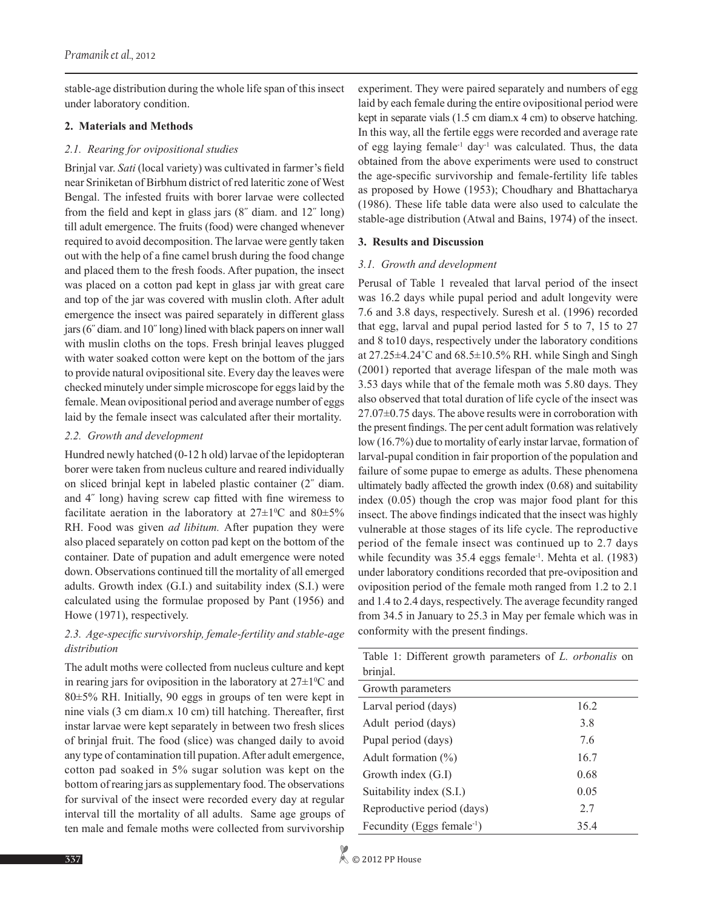stable-age distribution during the whole life span of this insect under laboratory condition.

## 2. Materials and Methods

### 2.1. Rearing for ovipositional studies

Brinjal var. *Sati* (local variety) was cultivated in farmer's field near Sriniketan of Birbhum district of red lateritic zone of West Bengal. The infested fruits with borer larvae were collected from the field and kept in glass jars (8″ diam. and 12″ long) till adult emergence. The fruits (food) were changed whenever required to avoid decomposition. The larvae were gently taken out with the help of a fine camel brush during the food change and placed them to the fresh foods. After pupation, the insect was placed on a cotton pad kept in glass jar with great care and top of the jar was covered with muslin cloth. After adult emergence the insect was paired separately in different glass jars (6″ diam. and 10″ long) lined with black papers on inner wall with muslin cloths on the tops. Fresh brinjal leaves plugged with water soaked cotton were kept on the bottom of the jars to provide natural ovipositional site. Every day the leaves were checked minutely under simple microscope for eggs laid by the female. Mean ovipositional period and average number of eggs laid by the female insect was calculated after their mortality.

### 2.2. Growth and development

Hundred newly hatched (0-12 h old) larvae of the lepidopteran borer were taken from nucleus culture and reared individually on sliced brinjal kept in labeled plastic container (2″ diam. and 4″ long) having screw cap fitted with fine wiremess to facilitate aeration in the laboratory at 27±1$^0$C and 80±5% RH. Food was given *ad libitum.* After pupation they were also placed separately on cotton pad kept on the bottom of the container. Date of pupation and adult emergence were noted down. Observations continued till the mortality of all emerged adults. Growth index (G.I.) and suitability index (S.I.) were calculated using the formulae proposed by Pant (1956) and Howe (1971), respectively.

### 2.3. Age-specific survivorship, female-fertility and stable-age distribution

The adult moths were collected from nucleus culture and kept in rearing jars for oviposition in the laboratory at 27±1$^0$C and 80±5% RH. Initially, 90 eggs in groups of ten were kept in nine vials (3 cm diam.x 10 cm) till hatching. Thereafter, first instar larvae were kept separately in between two fresh slices of brinjal fruit. The food (slice) was changed daily to avoid any type of contamination till pupation. After adult emergence, cotton pad soaked in 5% sugar solution was kept on the bottom of rearing jars as supplementary food. The observations for survival of the insect were recorded every day at regular interval till the mortality of all adults. Same age groups of ten male and female moths were collected from survivorship experiment. They were paired separately and numbers of egg laid by each female during the entire ovipositional period were kept in separate vials (1.5 cm diam.x 4 cm) to observe hatching. In this way, all the fertile eggs were recorded and average rate of egg laying female$^{-1}$ day$^{-1}$ was calculated. Thus, the data obtained from the above experiments were used to construct the age-specific survivorship and female-fertility life tables as proposed by Howe (1953); Choudhary and Bhattacharya (1986). These life table data were also used to calculate the stable-age distribution (Atwal and Bains, 1974) of the insect.

## 3. Results and Discussion

### 3.1. Growth and development

Perusal of Table 1 revealed that larval period of the insect was 16.2 days while pupal period and adult longevity were 7.6 and 3.8 days, respectively. Suresh et al. (1996) recorded that egg, larval and pupal period lasted for 5 to 7, 15 to 27 and 8 to10 days, respectively under the laboratory conditions at 27.25±4.24˚C and 68.5±10.5% RH. while Singh and Singh (2001) reported that average lifespan of the male moth was 3.53 days while that of the female moth was 5.80 days. They also observed that total duration of life cycle of the insect was 27.07±0.75 days. The above results were in corroboration with the present findings. The per cent adult formation was relatively low (16.7%) due to mortality of early instar larvae, formation of larval-pupal condition in fair proportion of the population and failure of some pupae to emerge as adults. These phenomena ultimately badly affected the growth index (0.68) and suitability index (0.05) though the crop was major food plant for this insect. The above findings indicated that the insect was highly vulnerable at those stages of its life cycle. The reproductive period of the female insect was continued up to 2.7 days while fecundity was 35.4 eggs female$^{-1}$. Mehta et al. (1983) under laboratory conditions recorded that pre-oviposition and oviposition period of the female moth ranged from 1.2 to 2.1 and 1.4 to 2.4 days, respectively. The average fecundity ranged from 34.5 in January to 25.3 in May per female which was in conformity with the present findings.

Table 1: Different growth parameters of *L. orbonalis* on brinjal.

| Growth parameters | |
|---|---|
| Larval period (days) | 16.2 |
| Adult period (days) | 3.8 |
| Pupal period (days) | 7.6 |
| Adult formation (%) | 16.7 |
| Growth index (G.I) | 0.68 |
| Suitability index (S.I.) | 0.05 |
| Reproductive period (days) | 2.7 |
| Fecundity (Eggs female$^{-1}$) | 35.4 |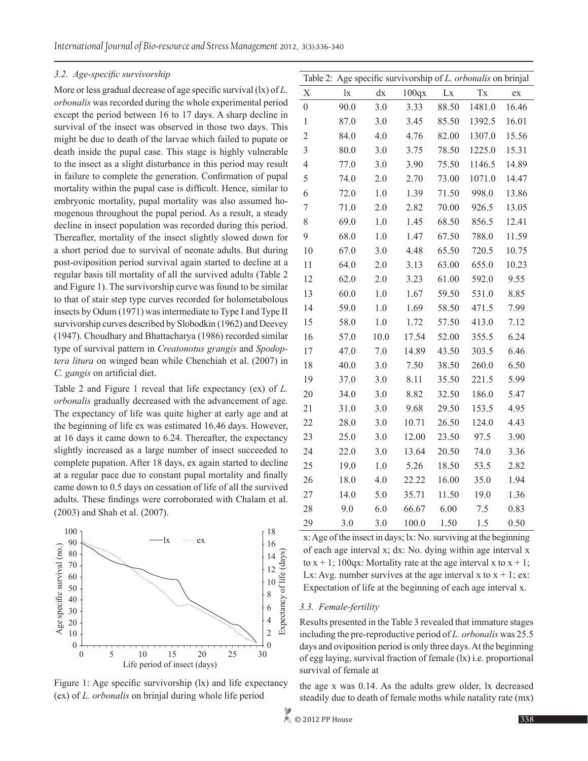### 3.2. Age-specific survivorship

More or less gradual decrease of age specific survival (lx) of *L. orbonalis* was recorded during the whole experimental period except the period between 16 to 17 days. A sharp decline in survival of the insect was observed in those two days. This might be due to death of the larvae which failed to pupate or death inside the pupal case. This stage is highly vulnerable to the insect as a slight disturbance in this period may result in failure to complete the generation. Confirmation of pupal mortality within the pupal case is difficult. Hence, similar to embryonic mortality, pupal mortality was also assumed homogenous throughout the pupal period. As a result, a steady decline in insect population was recorded during this period. Thereafter, mortality of the insect slightly slowed down for a short period due to survival of neonate adults. But during post-oviposition period survival again started to decline at a regular basis till mortality of all the survived adults (Table 2 and Figure 1). The survivorship curve was found to be similar to that of stair step type curves recorded for holometabolous insects by Odum (1971) was intermediate to Type I and Type II survivorship curves described by Slobodkin (1962) and Deevey (1947). Choudhary and Bhattacharya (1986) recorded similar type of survival pattern in *Creatonotus grangis* and *Spodoptera litura* on winged bean while Chenchiah et al. (2007) in *C. gangis* on artificial diet.

Table 2 and Figure 1 reveal that life expectancy (ex) of *L. orbonalis* gradually decreased with the advancement of age. The expectancy of life was quite higher at early age and at the beginning of life ex was estimated 16.46 days. However, at 16 days it came down to 6.24. Thereafter, the expectancy slightly increased as a large number of insect succeeded to complete pupation. After 18 days, ex again started to decline at a regular pace due to constant pupal mortality and finally came down to 0.5 days on cessation of life of all the survived adults. These findings were corroborated with Chalam et al. (2003) and Shah et al. (2007).

Figure 1: Age specific survivorship (lx) and life expectancy (ex) of *L. orbonalis* on brinjal during whole life period

Table 2: Age specific survivorship of *L. orbonalis* on brinjal

| X | lx | dx | 100qx | Lx | Tx | ex |
|---|---|---|---|---|---|---|
| 0 | 90.0 | 3.0 | 3.33 | 88.50 | 1481.0 | 16.46 |
| 1 | 87.0 | 3.0 | 3.45 | 85.50 | 1392.5 | 16.01 |
| 2 | 84.0 | 4.0 | 4.76 | 82.00 | 1307.0 | 15.56 |
| 3 | 80.0 | 3.0 | 3.75 | 78.50 | 1225.0 | 15.31 |
| 4 | 77.0 | 3.0 | 3.90 | 75.50 | 1146.5 | 14.89 |
| 5 | 74.0 | 2.0 | 2.70 | 73.00 | 1071.0 | 14.47 |
| 6 | 72.0 | 1.0 | 1.39 | 71.50 | 998.0 | 13.86 |
| 7 | 71.0 | 2.0 | 2.82 | 70.00 | 926.5 | 13.05 |
| 8 | 69.0 | 1.0 | 1.45 | 68.50 | 856.5 | 12.41 |
| 9 | 68.0 | 1.0 | 1.47 | 67.50 | 788.0 | 11.59 |
| 10 | 67.0 | 3.0 | 4.48 | 65.50 | 720.5 | 10.75 |
| 11 | 64.0 | 2.0 | 3.13 | 63.00 | 655.0 | 10.23 |
| 12 | 62.0 | 2.0 | 3.23 | 61.00 | 592.0 | 9.55 |
| 13 | 60.0 | 1.0 | 1.67 | 59.50 | 531.0 | 8.85 |
| 14 | 59.0 | 1.0 | 1.69 | 58.50 | 471.5 | 7.99 |
| 15 | 58.0 | 1.0 | 1.72 | 57.50 | 413.0 | 7.12 |
| 16 | 57.0 | 10.0 | 17.54 | 52.00 | 355.5 | 6.24 |
| 17 | 47.0 | 7.0 | 14.89 | 43.50 | 303.5 | 6.46 |
| 18 | 40.0 | 3.0 | 7.50 | 38.50 | 260.0 | 6.50 |
| 19 | 37.0 | 3.0 | 8.11 | 35.50 | 221.5 | 5.99 |
| 20 | 34.0 | 3.0 | 8.82 | 32.50 | 186.0 | 5.47 |
| 21 | 31.0 | 3.0 | 9.68 | 29.50 | 153.5 | 4.95 |
| 22 | 28.0 | 3.0 | 10.71 | 26.50 | 124.0 | 4.43 |
| 23 | 25.0 | 3.0 | 12.00 | 23.50 | 97.5 | 3.90 |
| 24 | 22.0 | 3.0 | 13.64 | 20.50 | 74.0 | 3.36 |
| 25 | 19.0 | 1.0 | 5.26 | 18.50 | 53.5 | 2.82 |
| 26 | 18.0 | 4.0 | 22.22 | 16.00 | 35.0 | 1.94 |
| 27 | 14.0 | 5.0 | 35.71 | 11.50 | 19.0 | 1.36 |
| 28 | 9.0 | 6.0 | 66.67 | 6.00 | 7.5 | 0.83 |
| 29 | 3.0 | 3.0 | 100.0 | 1.50 | 1.5 | 0.50 |

x: Age of the insect in days; lx: No. surviving at the beginning of each age interval x; dx: No. dying within age interval x to x + 1; 100qx: Mortality rate at the age interval x to x + 1; Lx: Avg. number survives at the age interval x to x + 1; ex: Expectation of life at the beginning of each age interval x.

### 3.3. Female-fertility

Results presented in the Table 3 revealed that immature stages including the pre-reproductive period of *L. orbonalis* was 25.5 days and oviposition period is only three days. At the beginning of egg laying, survival fraction of female (lx) i.e. proportional survival of female at the age x was 0.14. As the adults grew older, lx decreased steadily due to death of female moths while natality rate (mx)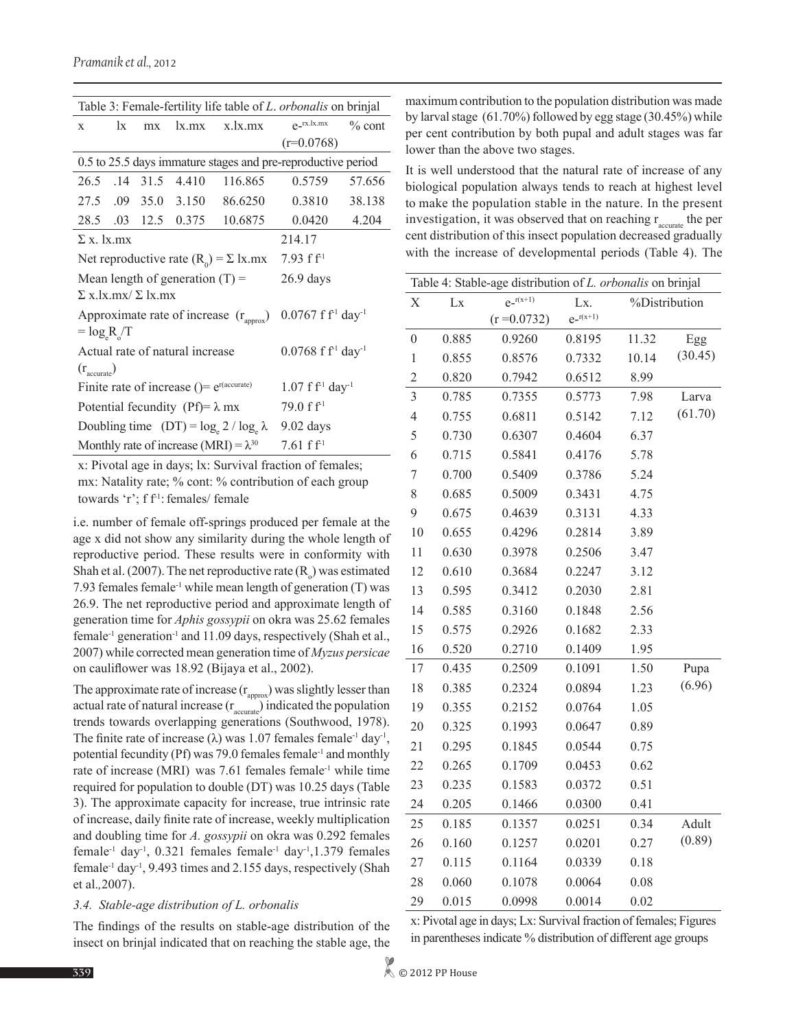Table 3: Female-fertility life table of *L. orbonalis* on brinjal

| x | lx | mx | lx.mx | x.lx.mx | $e^{-rx.lx.mx}$ (r=0.0768) | % cont |
|---|---|---|---|---|---|---|
| 0.5 to 25.5 days immature stages and pre-reproductive period | | | | | | |
| 26.5 | .14 | 31.5 | 4.410 | 116.865 | 0.5759 | 57.656 |
| 27.5 | .09 | 35.0 | 3.150 | 86.6250 | 0.3810 | 38.138 |
| 28.5 | .03 | 12.5 | 0.375 | 10.6875 | 0.0420 | 4.204 |
| Σ x. lx.mx | | | | | 214.17 | |
| Net reproductive rate ($R_0$) = Σ lx.mx | | | | | 7.93 f $f^{-1}$ | |
| Mean length of generation (T) = Σ x.lx.mx/ Σ lx.mx | | | | | 26.9 days | |
| Approximate rate of increase ($r_{approx}$) = $\log_e R_o/T$ | | | | | 0.0767 f $f^{-1}$ $day^{-1}$ | |
| Actual rate of natural increase ($r_{accurate}$) | | | | | 0.0768 f $f^{-1}$ $day^{-1}$ | |
| Finite rate of increase ()= $e^{r(accurate)}$ | | | | | 1.07 f $f^{-1}$ $day^{-1}$ | |
| Potential fecundity (Pf)= λ mx | | | | | 79.0 f $f^{-1}$ | |
| Doubling time (DT) = $\log_e 2 / \log_e \lambda$ | | | | | 9.02 days | |
| Monthly rate of increase (MRI) = $\lambda^{30}$ | | | | | 7.61 f $f^{-1}$ | |

x: Pivotal age in days; lx: Survival fraction of females; mx: Natality rate; % cont: % contribution of each group towards 'r'; f $f^{-1}$: females/ female

i.e. number of female off-springs produced per female at the age x did not show any similarity during the whole length of reproductive period. These results were in conformity with Shah et al. (2007). The net reproductive rate ($R_o$) was estimated 7.93 females $female^{-1}$ while mean length of generation (T) was 26.9. The net reproductive period and approximate length of generation time for *Aphis gossypii* on okra was 25.62 females $female^{-1}$ $generation^{-1}$ and 11.09 days, respectively (Shah et al., 2007) while corrected mean generation time of *Myzus persicae* on cauliflower was 18.92 (Bijaya et al., 2002).

The approximate rate of increase ($r_{approx}$) was slightly lesser than actual rate of natural increase ($r_{accurate}$) indicated the population trends towards overlapping generations (Southwood, 1978). The finite rate of increase (λ) was 1.07 females $female^{-1}$ $day^{-1}$, potential fecundity (Pf) was 79.0 females $female^{-1}$ and monthly rate of increase (MRI) was 7.61 females $female^{-1}$ while time required for population to double (DT) was 10.25 days (Table 3). The approximate capacity for increase, true intrinsic rate of increase, daily finite rate of increase, weekly multiplication and doubling time for *A. gossypii* on okra was 0.292 females $female^{-1}$ $day^{-1}$, 0.321 females $female^{-1}$ $day^{-1}$,1.379 females $female^{-1}$ $day^{-1}$, 9.493 times and 2.155 days, respectively (Shah et al.,2007).

### 3.4. Stable-age distribution of *L. orbonalis*

The findings of the results on stable-age distribution of the insect on brinjal indicated that on reaching the stable age, the maximum contribution to the population distribution was made by larval stage (61.70%) followed by egg stage (30.45%) while per cent contribution by both pupal and adult stages was far lower than the above two stages.

It is well understood that the natural rate of increase of any biological population always tends to reach at highest level to make the population stable in the nature. In the present investigation, it was observed that on reaching $r_{accurate}$ the per cent distribution of this insect population decreased gradually with the increase of developmental periods (Table 4). The

Table 4: Stable-age distribution of *L. orbonalis* on brinjal

| X | Lx | $e^{-r(x+1)}$ (r =0.0732) | Lx. $e^{-r(x+1)}$ | %Distribution | |
|---|---|---|---|---|---|
| 0 | 0.885 | 0.9260 | 0.8195 | 11.32 | Egg (30.45) |
| 1 | 0.855 | 0.8576 | 0.7332 | 10.14 | |
| 2 | 0.820 | 0.7942 | 0.6512 | 8.99 | |
| 3 | 0.785 | 0.7355 | 0.5773 | 7.98 | Larva (61.70) |
| 4 | 0.755 | 0.6811 | 0.5142 | 7.12 | |
| 5 | 0.730 | 0.6307 | 0.4604 | 6.37 | |
| 6 | 0.715 | 0.5841 | 0.4176 | 5.78 | |
| 7 | 0.700 | 0.5409 | 0.3786 | 5.24 | |
| 8 | 0.685 | 0.5009 | 0.3431 | 4.75 | |
| 9 | 0.675 | 0.4639 | 0.3131 | 4.33 | |
| 10 | 0.655 | 0.4296 | 0.2814 | 3.89 | |
| 11 | 0.630 | 0.3978 | 0.2506 | 3.47 | |
| 12 | 0.610 | 0.3684 | 0.2247 | 3.12 | |
| 13 | 0.595 | 0.3412 | 0.2030 | 2.81 | |
| 14 | 0.585 | 0.3160 | 0.1848 | 2.56 | |
| 15 | 0.575 | 0.2926 | 0.1682 | 2.33 | |
| 16 | 0.520 | 0.2710 | 0.1409 | 1.95 | |
| 17 | 0.435 | 0.2509 | 0.1091 | 1.50 | Pupa (6.96) |
| 18 | 0.385 | 0.2324 | 0.0894 | 1.23 | |
| 19 | 0.355 | 0.2152 | 0.0764 | 1.05 | |
| 20 | 0.325 | 0.1993 | 0.0647 | 0.89 | |
| 21 | 0.295 | 0.1845 | 0.0544 | 0.75 | |
| 22 | 0.265 | 0.1709 | 0.0453 | 0.62 | |
| 23 | 0.235 | 0.1583 | 0.0372 | 0.51 | |
| 24 | 0.205 | 0.1466 | 0.0300 | 0.41 | |
| 25 | 0.185 | 0.1357 | 0.0251 | 0.34 | Adult (0.89) |
| 26 | 0.160 | 0.1257 | 0.0201 | 0.27 | |
| 27 | 0.115 | 0.1164 | 0.0339 | 0.18 | |
| 28 | 0.060 | 0.1078 | 0.0064 | 0.08 | |
| 29 | 0.015 | 0.0998 | 0.0014 | 0.02 | |

x: Pivotal age in days; Lx: Survival fraction of females; Figures in parentheses indicate % distribution of different age groups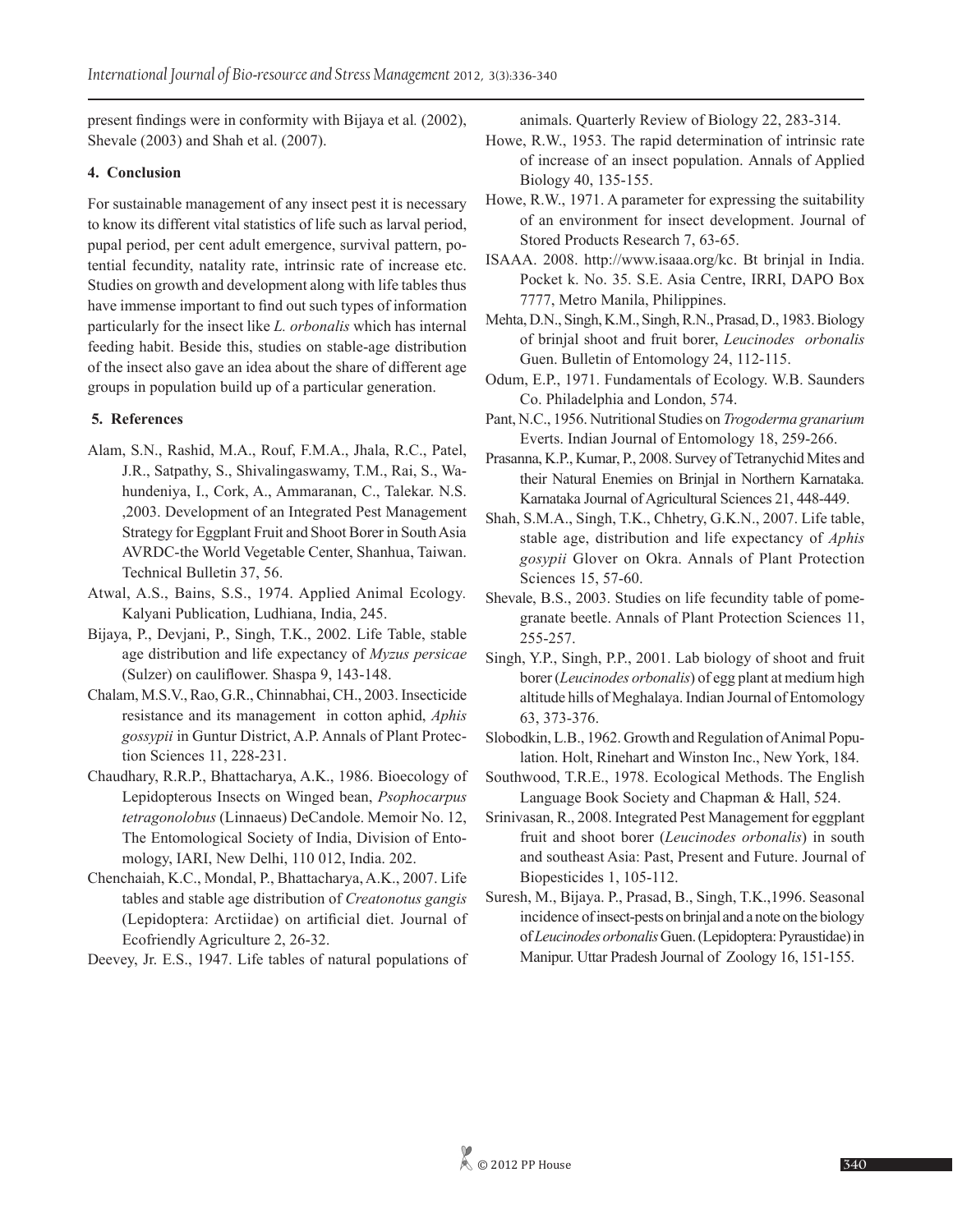present findings were in conformity with Bijaya et al. (2002), Shevale (2003) and Shah et al. (2007).

## 4. Conclusion

For sustainable management of any insect pest it is necessary to know its different vital statistics of life such as larval period, pupal period, per cent adult emergence, survival pattern, potential fecundity, natality rate, intrinsic rate of increase etc. Studies on growth and development along with life tables thus have immense important to find out such types of information particularly for the insect like *L. orbonalis* which has internal feeding habit. Beside this, studies on stable-age distribution of the insect also gave an idea about the share of different age groups in population build up of a particular generation.

## 5. References

Alam, S.N., Rashid, M.A., Rouf, F.M.A., Jhala, R.C., Patel, J.R., Satpathy, S., Shivalingaswamy, T.M., Rai, S., Wahundeniya, I., Cork, A., Ammaranan, C., Talekar. N.S. ,2003. Development of an Integrated Pest Management Strategy for Eggplant Fruit and Shoot Borer in South Asia AVRDC-the World Vegetable Center, Shanhua, Taiwan. Technical Bulletin 37, 56.

Atwal, A.S., Bains, S.S., 1974. Applied Animal Ecology. Kalyani Publication, Ludhiana, India, 245.

Bijaya, P., Devjani, P., Singh, T.K., 2002. Life Table, stable age distribution and life expectancy of *Myzus persicae* (Sulzer) on cauliflower. Shaspa 9, 143-148.

Chalam, M.S.V., Rao, G.R., Chinnabhai, CH., 2003. Insecticide resistance and its management in cotton aphid, *Aphis gossypii* in Guntur District, A.P. Annals of Plant Protection Sciences 11, 228-231.

Chaudhary, R.R.P., Bhattacharya, A.K., 1986. Bioecology of Lepidopterous Insects on Winged bean, *Psophocarpus tetragonolobus* (Linnaeus) DeCandole. Memoir No. 12, The Entomological Society of India, Division of Entomology, IARI, New Delhi, 110 012, India. 202.

Chenchaiah, K.C., Mondal, P., Bhattacharya, A.K., 2007. Life tables and stable age distribution of *Creatonotus gangis* (Lepidoptera: Arctiidae) on artificial diet. Journal of Ecofriendly Agriculture 2, 26-32.

Deevey, Jr. E.S., 1947. Life tables of natural populations of animals. Quarterly Review of Biology 22, 283-314.

Howe, R.W., 1953. The rapid determination of intrinsic rate of increase of an insect population. Annals of Applied Biology 40, 135-155.

Howe, R.W., 1971. A parameter for expressing the suitability of an environment for insect development. Journal of Stored Products Research 7, 63-65.

ISAAA. 2008. http://www.isaaa.org/kc. Bt brinjal in India. Pocket k. No. 35. S.E. Asia Centre, IRRI, DAPO Box 7777, Metro Manila, Philippines.

Mehta, D.N., Singh, K.M., Singh, R.N., Prasad, D., 1983. Biology of brinjal shoot and fruit borer, *Leucinodes orbonalis* Guen. Bulletin of Entomology 24, 112-115.

Odum, E.P., 1971. Fundamentals of Ecology. W.B. Saunders Co. Philadelphia and London, 574.

Pant, N.C., 1956. Nutritional Studies on *Trogoderma granarium* Everts. Indian Journal of Entomology 18, 259-266.

Prasanna, K.P., Kumar, P., 2008. Survey of Tetranychid Mites and their Natural Enemies on Brinjal in Northern Karnataka. Karnataka Journal of Agricultural Sciences 21, 448-449.

Shah, S.M.A., Singh, T.K., Chhetry, G.K.N., 2007. Life table, stable age, distribution and life expectancy of *Aphis gosypii* Glover on Okra. Annals of Plant Protection Sciences 15, 57-60.

Shevale, B.S., 2003. Studies on life fecundity table of pomegranate beetle. Annals of Plant Protection Sciences 11, 255-257.

Singh, Y.P., Singh, P.P., 2001. Lab biology of shoot and fruit borer (*Leucinodes orbonalis*) of egg plant at medium high altitude hills of Meghalaya. Indian Journal of Entomology 63, 373-376.

Slobodkin, L.B., 1962. Growth and Regulation of Animal Population. Holt, Rinehart and Winston Inc., New York, 184.

Southwood, T.R.E., 1978. Ecological Methods. The English Language Book Society and Chapman & Hall, 524.

Srinivasan, R., 2008. Integrated Pest Management for eggplant fruit and shoot borer (*Leucinodes orbonalis*) in south and southeast Asia: Past, Present and Future. Journal of Biopesticides 1, 105-112.

Suresh, M., Bijaya. P., Prasad, B., Singh, T.K.,1996. Seasonal incidence of insect-pests on brinjal and a note on the biology of *Leucinodes orbonalis* Guen. (Lepidoptera: Pyraustidae) in Manipur. Uttar Pradesh Journal of Zoology 16, 151-155.